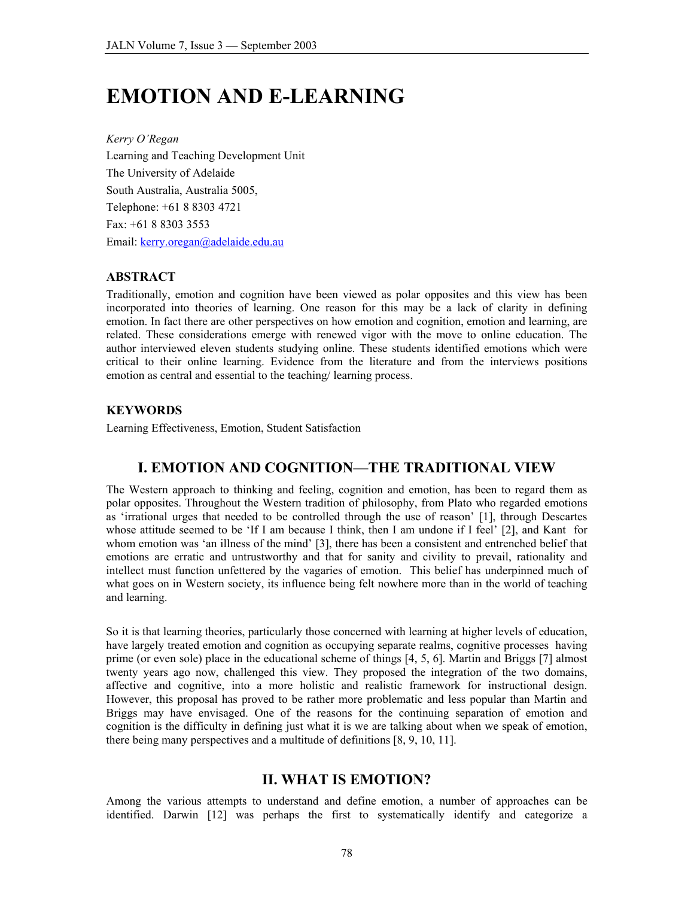# EMOTION AND E-LEARNING

*Kerry O'Regan*
Learning and Teaching Development Unit
The University of Adelaide
South Australia, Australia 5005,
Telephone: +61 8 8303 4721
Fax: +61 8 8303 3553
Email: kerry.oregan@adelaide.edu.au

### ABSTRACT

Traditionally, emotion and cognition have been viewed as polar opposites and this view has been incorporated into theories of learning. One reason for this may be a lack of clarity in defining emotion. In fact there are other perspectives on how emotion and cognition, emotion and learning, are related. These considerations emerge with renewed vigor with the move to online education. The author interviewed eleven students studying online. These students identified emotions which were critical to their online learning. Evidence from the literature and from the interviews positions emotion as central and essential to the teaching/ learning process.

### KEYWORDS

Learning Effectiveness, Emotion, Student Satisfaction

## I. EMOTION AND COGNITION—THE TRADITIONAL VIEW

The Western approach to thinking and feeling, cognition and emotion, has been to regard them as polar opposites. Throughout the Western tradition of philosophy, from Plato who regarded emotions as 'irrational urges that needed to be controlled through the use of reason' [1], through Descartes whose attitude seemed to be 'If I am because I think, then I am undone if I feel' [2], and Kant for whom emotion was 'an illness of the mind' [3], there has been a consistent and entrenched belief that emotions are erratic and untrustworthy and that for sanity and civility to prevail, rationality and intellect must function unfettered by the vagaries of emotion. This belief has underpinned much of what goes on in Western society, its influence being felt nowhere more than in the world of teaching and learning.

So it is that learning theories, particularly those concerned with learning at higher levels of education, have largely treated emotion and cognition as occupying separate realms, cognitive processes having prime (or even sole) place in the educational scheme of things [4, 5, 6]. Martin and Briggs [7] almost twenty years ago now, challenged this view. They proposed the integration of the two domains, affective and cognitive, into a more holistic and realistic framework for instructional design. However, this proposal has proved to be rather more problematic and less popular than Martin and Briggs may have envisaged. One of the reasons for the continuing separation of emotion and cognition is the difficulty in defining just what it is we are talking about when we speak of emotion, there being many perspectives and a multitude of definitions [8, 9, 10, 11].

## II. WHAT IS EMOTION?

Among the various attempts to understand and define emotion, a number of approaches can be identified. Darwin [12] was perhaps the first to systematically identify and categorize a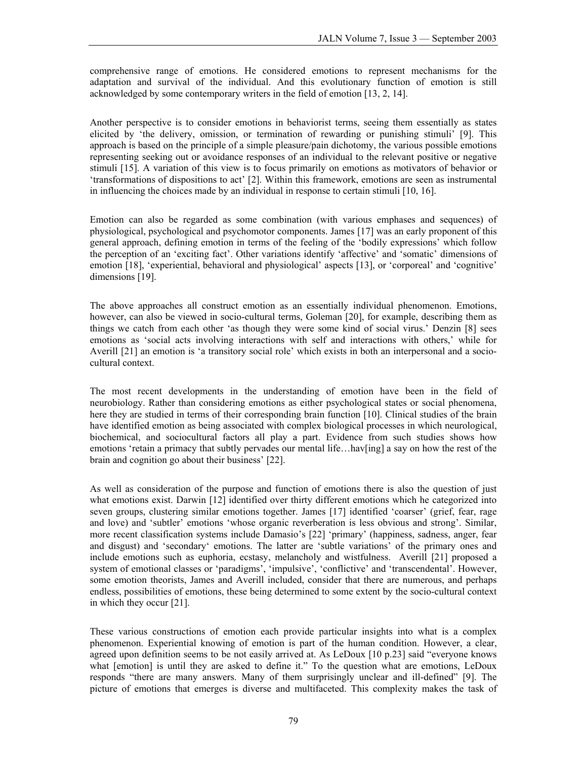comprehensive range of emotions. He considered emotions to represent mechanisms for the adaptation and survival of the individual. And this evolutionary function of emotion is still acknowledged by some contemporary writers in the field of emotion [13, 2, 14].

Another perspective is to consider emotions in behaviorist terms, seeing them essentially as states elicited by 'the delivery, omission, or termination of rewarding or punishing stimuli' [9]. This approach is based on the principle of a simple pleasure/pain dichotomy, the various possible emotions representing seeking out or avoidance responses of an individual to the relevant positive or negative stimuli [15]. A variation of this view is to focus primarily on emotions as motivators of behavior or 'transformations of dispositions to act' [2]. Within this framework, emotions are seen as instrumental in influencing the choices made by an individual in response to certain stimuli [10, 16].

Emotion can also be regarded as some combination (with various emphases and sequences) of physiological, psychological and psychomotor components. James [17] was an early proponent of this general approach, defining emotion in terms of the feeling of the 'bodily expressions' which follow the perception of an 'exciting fact'. Other variations identify 'affective' and 'somatic' dimensions of emotion [18], 'experiential, behavioral and physiological' aspects [13], or 'corporeal' and 'cognitive' dimensions [19].

The above approaches all construct emotion as an essentially individual phenomenon. Emotions, however, can also be viewed in socio-cultural terms, Goleman [20], for example, describing them as things we catch from each other 'as though they were some kind of social virus.' Denzin [8] sees emotions as 'social acts involving interactions with self and interactions with others,' while for Averill [21] an emotion is 'a transitory social role' which exists in both an interpersonal and a socio-cultural context.

The most recent developments in the understanding of emotion have been in the field of neurobiology. Rather than considering emotions as either psychological states or social phenomena, here they are studied in terms of their corresponding brain function [10]. Clinical studies of the brain have identified emotion as being associated with complex biological processes in which neurological, biochemical, and sociocultural factors all play a part. Evidence from such studies shows how emotions 'retain a primacy that subtly pervades our mental life…hav[ing] a say on how the rest of the brain and cognition go about their business' [22].

As well as consideration of the purpose and function of emotions there is also the question of just what emotions exist. Darwin [12] identified over thirty different emotions which he categorized into seven groups, clustering similar emotions together. James [17] identified 'coarser' (grief, fear, rage and love) and 'subtler' emotions 'whose organic reverberation is less obvious and strong'. Similar, more recent classification systems include Damasio's [22] 'primary' (happiness, sadness, anger, fear and disgust) and 'secondary' emotions. The latter are 'subtle variations' of the primary ones and include emotions such as euphoria, ecstasy, melancholy and wistfulness. Averill [21] proposed a system of emotional classes or 'paradigms', 'impulsive', 'conflictive' and 'transcendental'. However, some emotion theorists, James and Averill included, consider that there are numerous, and perhaps endless, possibilities of emotions, these being determined to some extent by the socio-cultural context in which they occur [21].

These various constructions of emotion each provide particular insights into what is a complex phenomenon. Experiential knowing of emotion is part of the human condition. However, a clear, agreed upon definition seems to be not easily arrived at. As LeDoux [10 p.23] said "everyone knows what [emotion] is until they are asked to define it." To the question what are emotions, LeDoux responds "there are many answers. Many of them surprisingly unclear and ill-defined" [9]. The picture of emotions that emerges is diverse and multifaceted. This complexity makes the task of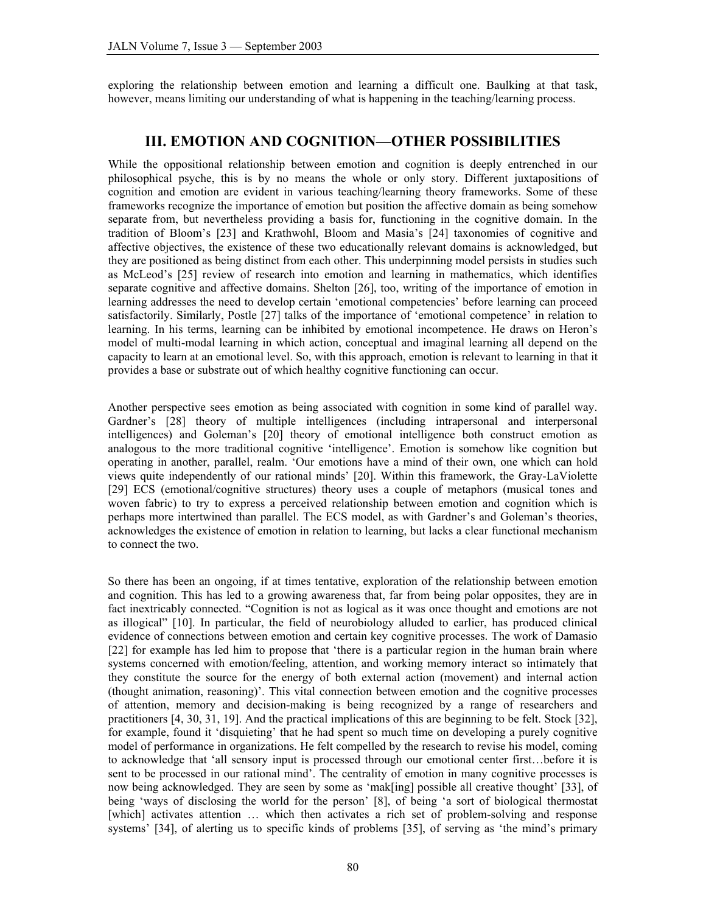exploring the relationship between emotion and learning a difficult one. Baulking at that task, however, means limiting our understanding of what is happening in the teaching/learning process.

## III. EMOTION AND COGNITION—OTHER POSSIBILITIES

While the oppositional relationship between emotion and cognition is deeply entrenched in our philosophical psyche, this is by no means the whole or only story. Different juxtapositions of cognition and emotion are evident in various teaching/learning theory frameworks. Some of these frameworks recognize the importance of emotion but position the affective domain as being somehow separate from, but nevertheless providing a basis for, functioning in the cognitive domain. In the tradition of Bloom's [23] and Krathwohl, Bloom and Masia's [24] taxonomies of cognitive and affective objectives, the existence of these two educationally relevant domains is acknowledged, but they are positioned as being distinct from each other. This underpinning model persists in studies such as McLeod's [25] review of research into emotion and learning in mathematics, which identifies separate cognitive and affective domains. Shelton [26], too, writing of the importance of emotion in learning addresses the need to develop certain 'emotional competencies' before learning can proceed satisfactorily. Similarly, Postle [27] talks of the importance of 'emotional competence' in relation to learning. In his terms, learning can be inhibited by emotional incompetence. He draws on Heron's model of multi-modal learning in which action, conceptual and imaginal learning all depend on the capacity to learn at an emotional level. So, with this approach, emotion is relevant to learning in that it provides a base or substrate out of which healthy cognitive functioning can occur.

Another perspective sees emotion as being associated with cognition in some kind of parallel way. Gardner's [28] theory of multiple intelligences (including intrapersonal and interpersonal intelligences) and Goleman's [20] theory of emotional intelligence both construct emotion as analogous to the more traditional cognitive 'intelligence'. Emotion is somehow like cognition but operating in another, parallel, realm. 'Our emotions have a mind of their own, one which can hold views quite independently of our rational minds' [20]. Within this framework, the Gray-LaViolette [29] ECS (emotional/cognitive structures) theory uses a couple of metaphors (musical tones and woven fabric) to try to express a perceived relationship between emotion and cognition which is perhaps more intertwined than parallel. The ECS model, as with Gardner's and Goleman's theories, acknowledges the existence of emotion in relation to learning, but lacks a clear functional mechanism to connect the two.

So there has been an ongoing, if at times tentative, exploration of the relationship between emotion and cognition. This has led to a growing awareness that, far from being polar opposites, they are in fact inextricably connected. "Cognition is not as logical as it was once thought and emotions are not as illogical" [10]. In particular, the field of neurobiology alluded to earlier, has produced clinical evidence of connections between emotion and certain key cognitive processes. The work of Damasio [22] for example has led him to propose that 'there is a particular region in the human brain where systems concerned with emotion/feeling, attention, and working memory interact so intimately that they constitute the source for the energy of both external action (movement) and internal action (thought animation, reasoning)'. This vital connection between emotion and the cognitive processes of attention, memory and decision-making is being recognized by a range of researchers and practitioners [4, 30, 31, 19]. And the practical implications of this are beginning to be felt. Stock [32], for example, found it 'disquieting' that he had spent so much time on developing a purely cognitive model of performance in organizations. He felt compelled by the research to revise his model, coming to acknowledge that 'all sensory input is processed through our emotional center first…before it is sent to be processed in our rational mind'. The centrality of emotion in many cognitive processes is now being acknowledged. They are seen by some as 'mak[ing] possible all creative thought' [33], of being 'ways of disclosing the world for the person' [8], of being 'a sort of biological thermostat [which] activates attention … which then activates a rich set of problem-solving and response systems' [34], of alerting us to specific kinds of problems [35], of serving as 'the mind's primary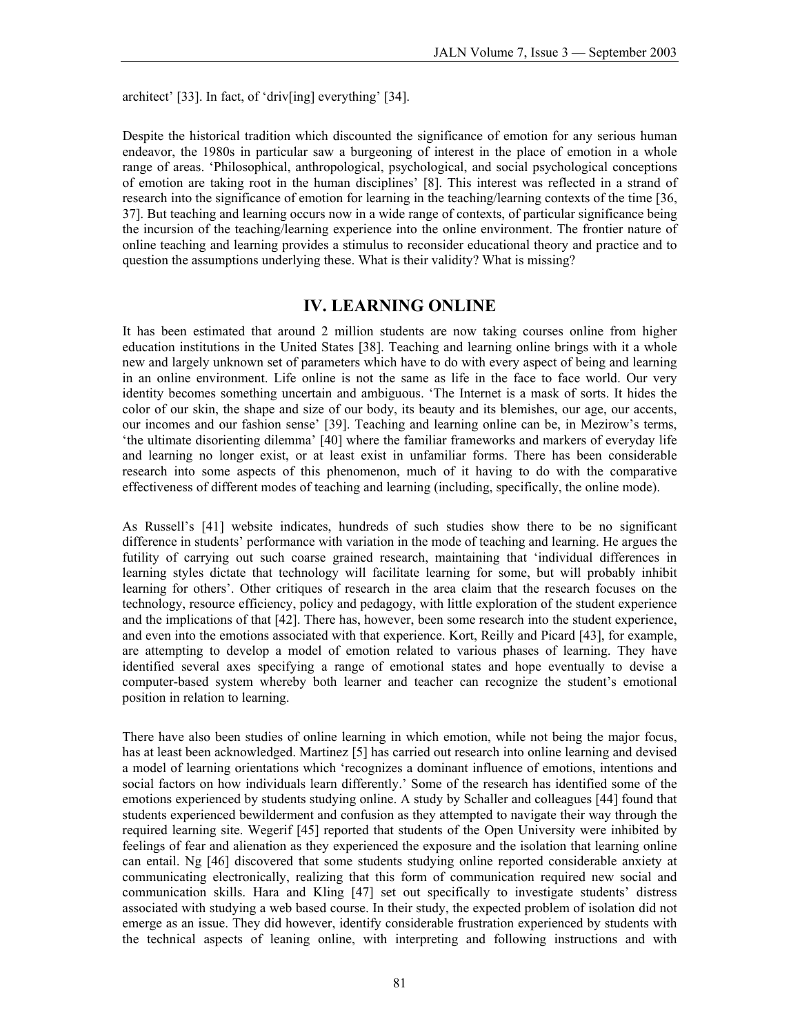architect' [33]. In fact, of 'driv[ing] everything' [34].

Despite the historical tradition which discounted the significance of emotion for any serious human endeavor, the 1980s in particular saw a burgeoning of interest in the place of emotion in a whole range of areas. 'Philosophical, anthropological, psychological, and social psychological conceptions of emotion are taking root in the human disciplines' [8]. This interest was reflected in a strand of research into the significance of emotion for learning in the teaching/learning contexts of the time [36, 37]. But teaching and learning occurs now in a wide range of contexts, of particular significance being the incursion of the teaching/learning experience into the online environment. The frontier nature of online teaching and learning provides a stimulus to reconsider educational theory and practice and to question the assumptions underlying these. What is their validity? What is missing?

## IV. LEARNING ONLINE

It has been estimated that around 2 million students are now taking courses online from higher education institutions in the United States [38]. Teaching and learning online brings with it a whole new and largely unknown set of parameters which have to do with every aspect of being and learning in an online environment. Life online is not the same as life in the face to face world. Our very identity becomes something uncertain and ambiguous. 'The Internet is a mask of sorts. It hides the color of our skin, the shape and size of our body, its beauty and its blemishes, our age, our accents, our incomes and our fashion sense' [39]. Teaching and learning online can be, in Mezirow's terms, 'the ultimate disorienting dilemma' [40] where the familiar frameworks and markers of everyday life and learning no longer exist, or at least exist in unfamiliar forms. There has been considerable research into some aspects of this phenomenon, much of it having to do with the comparative effectiveness of different modes of teaching and learning (including, specifically, the online mode).

As Russell's [41] website indicates, hundreds of such studies show there to be no significant difference in students' performance with variation in the mode of teaching and learning. He argues the futility of carrying out such coarse grained research, maintaining that 'individual differences in learning styles dictate that technology will facilitate learning for some, but will probably inhibit learning for others'. Other critiques of research in the area claim that the research focuses on the technology, resource efficiency, policy and pedagogy, with little exploration of the student experience and the implications of that [42]. There has, however, been some research into the student experience, and even into the emotions associated with that experience. Kort, Reilly and Picard [43], for example, are attempting to develop a model of emotion related to various phases of learning. They have identified several axes specifying a range of emotional states and hope eventually to devise a computer-based system whereby both learner and teacher can recognize the student's emotional position in relation to learning.

There have also been studies of online learning in which emotion, while not being the major focus, has at least been acknowledged. Martinez [5] has carried out research into online learning and devised a model of learning orientations which 'recognizes a dominant influence of emotions, intentions and social factors on how individuals learn differently.' Some of the research has identified some of the emotions experienced by students studying online. A study by Schaller and colleagues [44] found that students experienced bewilderment and confusion as they attempted to navigate their way through the required learning site. Wegerif [45] reported that students of the Open University were inhibited by feelings of fear and alienation as they experienced the exposure and the isolation that learning online can entail. Ng [46] discovered that some students studying online reported considerable anxiety at communicating electronically, realizing that this form of communication required new social and communication skills. Hara and Kling [47] set out specifically to investigate students' distress associated with studying a web based course. In their study, the expected problem of isolation did not emerge as an issue. They did however, identify considerable frustration experienced by students with the technical aspects of leaning online, with interpreting and following instructions and with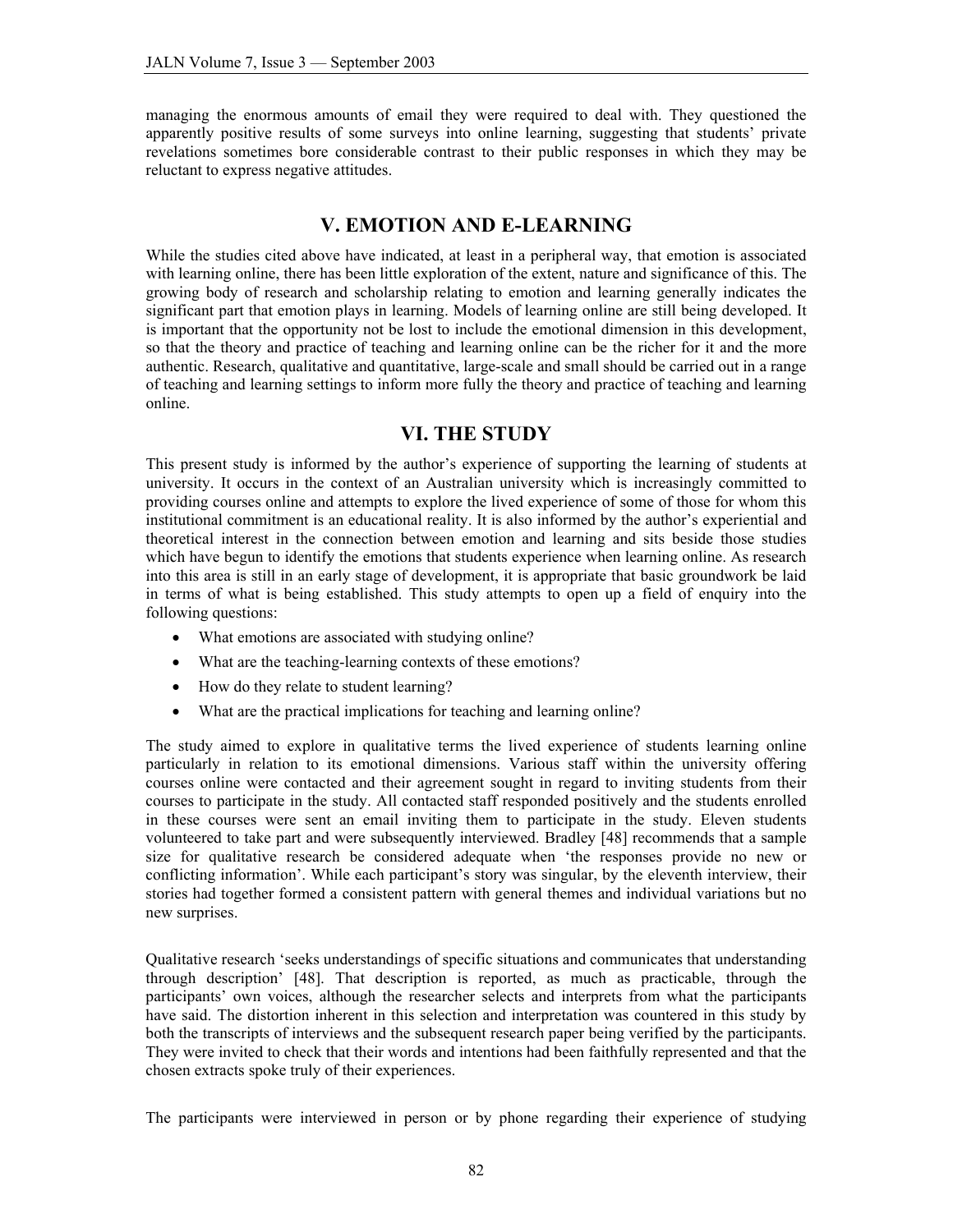managing the enormous amounts of email they were required to deal with. They questioned the apparently positive results of some surveys into online learning, suggesting that students' private revelations sometimes bore considerable contrast to their public responses in which they may be reluctant to express negative attitudes.

## V. EMOTION AND E-LEARNING

While the studies cited above have indicated, at least in a peripheral way, that emotion is associated with learning online, there has been little exploration of the extent, nature and significance of this. The growing body of research and scholarship relating to emotion and learning generally indicates the significant part that emotion plays in learning. Models of learning online are still being developed. It is important that the opportunity not be lost to include the emotional dimension in this development, so that the theory and practice of teaching and learning online can be the richer for it and the more authentic. Research, qualitative and quantitative, large-scale and small should be carried out in a range of teaching and learning settings to inform more fully the theory and practice of teaching and learning online.

## VI. THE STUDY

This present study is informed by the author's experience of supporting the learning of students at university. It occurs in the context of an Australian university which is increasingly committed to providing courses online and attempts to explore the lived experience of some of those for whom this institutional commitment is an educational reality. It is also informed by the author's experiential and theoretical interest in the connection between emotion and learning and sits beside those studies which have begun to identify the emotions that students experience when learning online. As research into this area is still in an early stage of development, it is appropriate that basic groundwork be laid in terms of what is being established. This study attempts to open up a field of enquiry into the following questions:

- What emotions are associated with studying online?
- What are the teaching-learning contexts of these emotions?
- How do they relate to student learning?
- What are the practical implications for teaching and learning online?

The study aimed to explore in qualitative terms the lived experience of students learning online particularly in relation to its emotional dimensions. Various staff within the university offering courses online were contacted and their agreement sought in regard to inviting students from their courses to participate in the study. All contacted staff responded positively and the students enrolled in these courses were sent an email inviting them to participate in the study. Eleven students volunteered to take part and were subsequently interviewed. Bradley [48] recommends that a sample size for qualitative research be considered adequate when 'the responses provide no new or conflicting information'. While each participant's story was singular, by the eleventh interview, their stories had together formed a consistent pattern with general themes and individual variations but no new surprises.

Qualitative research 'seeks understandings of specific situations and communicates that understanding through description' [48]. That description is reported, as much as practicable, through the participants' own voices, although the researcher selects and interprets from what the participants have said. The distortion inherent in this selection and interpretation was countered in this study by both the transcripts of interviews and the subsequent research paper being verified by the participants. They were invited to check that their words and intentions had been faithfully represented and that the chosen extracts spoke truly of their experiences.

The participants were interviewed in person or by phone regarding their experience of studying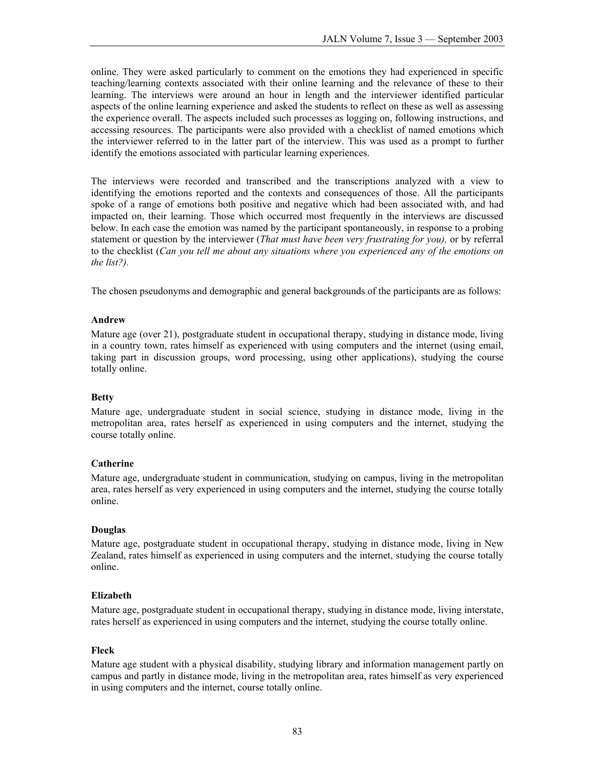online. They were asked particularly to comment on the emotions they had experienced in specific teaching/learning contexts associated with their online learning and the relevance of these to their learning. The interviews were around an hour in length and the interviewer identified particular aspects of the online learning experience and asked the students to reflect on these as well as assessing the experience overall. The aspects included such processes as logging on, following instructions, and accessing resources. The participants were also provided with a checklist of named emotions which the interviewer referred to in the latter part of the interview. This was used as a prompt to further identify the emotions associated with particular learning experiences.

The interviews were recorded and transcribed and the transcriptions analyzed with a view to identifying the emotions reported and the contexts and consequences of those. All the participants spoke of a range of emotions both positive and negative which had been associated with, and had impacted on, their learning. Those which occurred most frequently in the interviews are discussed below. In each case the emotion was named by the participant spontaneously, in response to a probing statement or question by the interviewer (*That must have been very frustrating for you),* or by referral to the checklist (*Can you tell me about any situations where you experienced any of the emotions on the list?).*

The chosen pseudonyms and demographic and general backgrounds of the participants are as follows:

**Andrew**

Mature age (over 21), postgraduate student in occupational therapy, studying in distance mode, living in a country town, rates himself as experienced with using computers and the internet (using email, taking part in discussion groups, word processing, using other applications), studying the course totally online.

**Betty**

Mature age, undergraduate student in social science, studying in distance mode, living in the metropolitan area, rates herself as experienced in using computers and the internet, studying the course totally online.

**Catherine**

Mature age, undergraduate student in communication, studying on campus, living in the metropolitan area, rates herself as very experienced in using computers and the internet, studying the course totally online.

**Douglas**

Mature age, postgraduate student in occupational therapy, studying in distance mode, living in New Zealand, rates himself as experienced in using computers and the internet, studying the course totally online.

**Elizabeth**

Mature age, postgraduate student in occupational therapy, studying in distance mode, living interstate, rates herself as experienced in using computers and the internet, studying the course totally online.

**Fleck**

Mature age student with a physical disability, studying library and information management partly on campus and partly in distance mode, living in the metropolitan area, rates himself as very experienced in using computers and the internet, course totally online.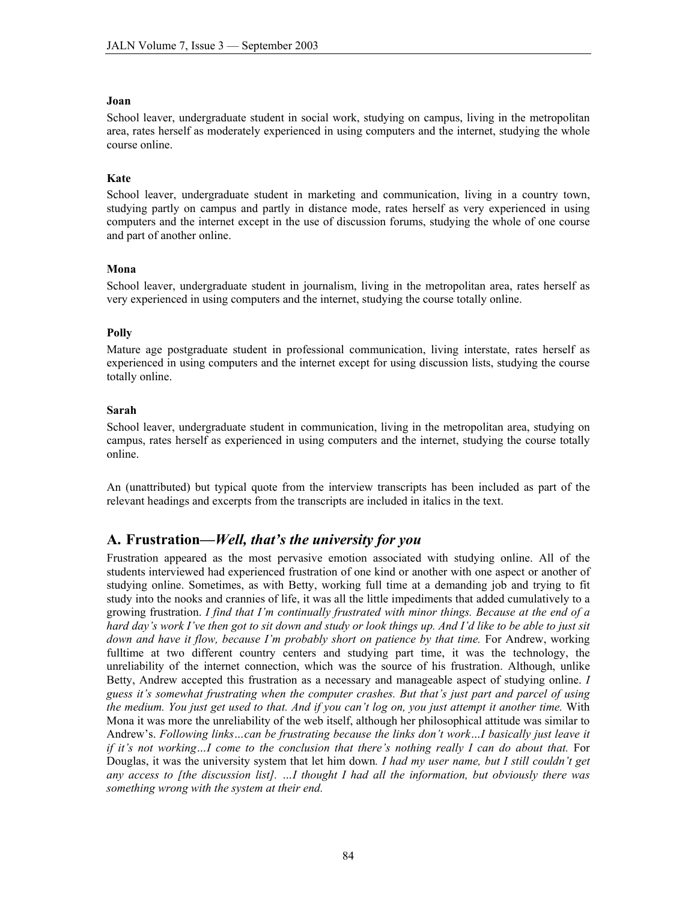**Joan**

School leaver, undergraduate student in social work, studying on campus, living in the metropolitan area, rates herself as moderately experienced in using computers and the internet, studying the whole course online.

**Kate**

School leaver, undergraduate student in marketing and communication, living in a country town, studying partly on campus and partly in distance mode, rates herself as very experienced in using computers and the internet except in the use of discussion forums, studying the whole of one course and part of another online.

**Mona**

School leaver, undergraduate student in journalism, living in the metropolitan area, rates herself as very experienced in using computers and the internet, studying the course totally online.

**Polly**

Mature age postgraduate student in professional communication, living interstate, rates herself as experienced in using computers and the internet except for using discussion lists, studying the course totally online.

**Sarah**

School leaver, undergraduate student in communication, living in the metropolitan area, studying on campus, rates herself as experienced in using computers and the internet, studying the course totally online.

An (unattributed) but typical quote from the interview transcripts has been included as part of the relevant headings and excerpts from the transcripts are included in italics in the text.

## A. Frustration—*Well, that's the university for you*

Frustration appeared as the most pervasive emotion associated with studying online. All of the students interviewed had experienced frustration of one kind or another with one aspect or another of studying online. Sometimes, as with Betty, working full time at a demanding job and trying to fit study into the nooks and crannies of life, it was all the little impediments that added cumulatively to a growing frustration. *I find that I'm continually frustrated with minor things. Because at the end of a hard day's work I've then got to sit down and study or look things up. And I'd like to be able to just sit down and have it flow, because I'm probably short on patience by that time.* For Andrew, working fulltime at two different country centers and studying part time, it was the technology, the unreliability of the internet connection, which was the source of his frustration. Although, unlike Betty, Andrew accepted this frustration as a necessary and manageable aspect of studying online. *I guess it's somewhat frustrating when the computer crashes. But that's just part and parcel of using the medium. You just get used to that. And if you can't log on, you just attempt it another time.* With Mona it was more the unreliability of the web itself, although her philosophical attitude was similar to Andrew's. *Following links…can be frustrating because the links don't work…I basically just leave it if it's not working…I come to the conclusion that there's nothing really I can do about that.* For Douglas, it was the university system that let him down. *I had my user name, but I still couldn't get any access to [the discussion list]. …I thought I had all the information, but obviously there was something wrong with the system at their end.*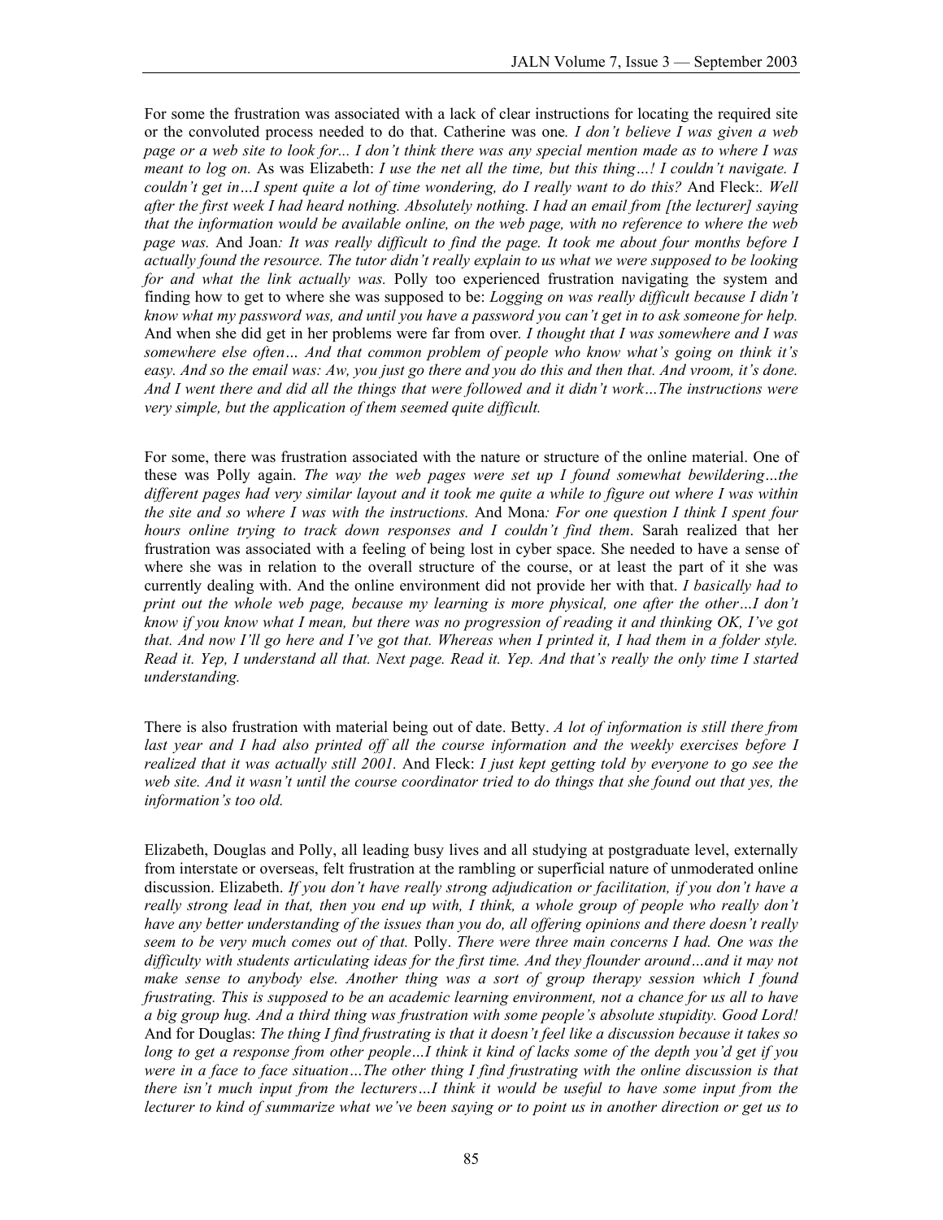For some the frustration was associated with a lack of clear instructions for locating the required site or the convoluted process needed to do that. Catherine was one*. I don't believe I was given a web page or a web site to look for... I don't think there was any special mention made as to where I was meant to log on.* As was Elizabeth: *I use the net all the time, but this thing…! I couldn't navigate. I couldn't get in…I spent quite a lot of time wondering, do I really want to do this?* And Fleck:*. Well after the first week I had heard nothing. Absolutely nothing. I had an email from [the lecturer] saying that the information would be available online, on the web page, with no reference to where the web page was.* And Joan*: It was really difficult to find the page. It took me about four months before I actually found the resource. The tutor didn't really explain to us what we were supposed to be looking for and what the link actually was.* Polly too experienced frustration navigating the system and finding how to get to where she was supposed to be: *Logging on was really difficult because I didn't know what my password was, and until you have a password you can't get in to ask someone for help.* And when she did get in her problems were far from over*. I thought that I was somewhere and I was somewhere else often… And that common problem of people who know what's going on think it's easy. And so the email was: Aw, you just go there and you do this and then that. And vroom, it's done. And I went there and did all the things that were followed and it didn't work…The instructions were very simple, but the application of them seemed quite difficult.*

For some, there was frustration associated with the nature or structure of the online material. One of these was Polly again. *The way the web pages were set up I found somewhat bewildering…the different pages had very similar layout and it took me quite a while to figure out where I was within the site and so where I was with the instructions.* And Mona*: For one question I think I spent four hours online trying to track down responses and I couldn't find them*. Sarah realized that her frustration was associated with a feeling of being lost in cyber space. She needed to have a sense of where she was in relation to the overall structure of the course, or at least the part of it she was currently dealing with. And the online environment did not provide her with that. *I basically had to print out the whole web page, because my learning is more physical, one after the other…I don't know if you know what I mean, but there was no progression of reading it and thinking OK, I've got that. And now I'll go here and I've got that. Whereas when I printed it, I had them in a folder style. Read it. Yep, I understand all that. Next page. Read it. Yep. And that's really the only time I started understanding.*

There is also frustration with material being out of date. Betty. *A lot of information is still there from last year and I had also printed off all the course information and the weekly exercises before I realized that it was actually still 2001.* And Fleck: *I just kept getting told by everyone to go see the web site. And it wasn't until the course coordinator tried to do things that she found out that yes, the information's too old.*

Elizabeth, Douglas and Polly, all leading busy lives and all studying at postgraduate level, externally from interstate or overseas, felt frustration at the rambling or superficial nature of unmoderated online discussion. Elizabeth. *If you don't have really strong adjudication or facilitation, if you don't have a really strong lead in that, then you end up with, I think, a whole group of people who really don't have any better understanding of the issues than you do, all offering opinions and there doesn't really seem to be very much comes out of that.* Polly. *There were three main concerns I had. One was the difficulty with students articulating ideas for the first time. And they flounder around…and it may not make sense to anybody else. Another thing was a sort of group therapy session which I found frustrating. This is supposed to be an academic learning environment, not a chance for us all to have a big group hug. And a third thing was frustration with some people's absolute stupidity. Good Lord!* And for Douglas: *The thing I find frustrating is that it doesn't feel like a discussion because it takes so long to get a response from other people…I think it kind of lacks some of the depth you'd get if you were in a face to face situation…The other thing I find frustrating with the online discussion is that there isn't much input from the lecturers…I think it would be useful to have some input from the lecturer to kind of summarize what we've been saying or to point us in another direction or get us to*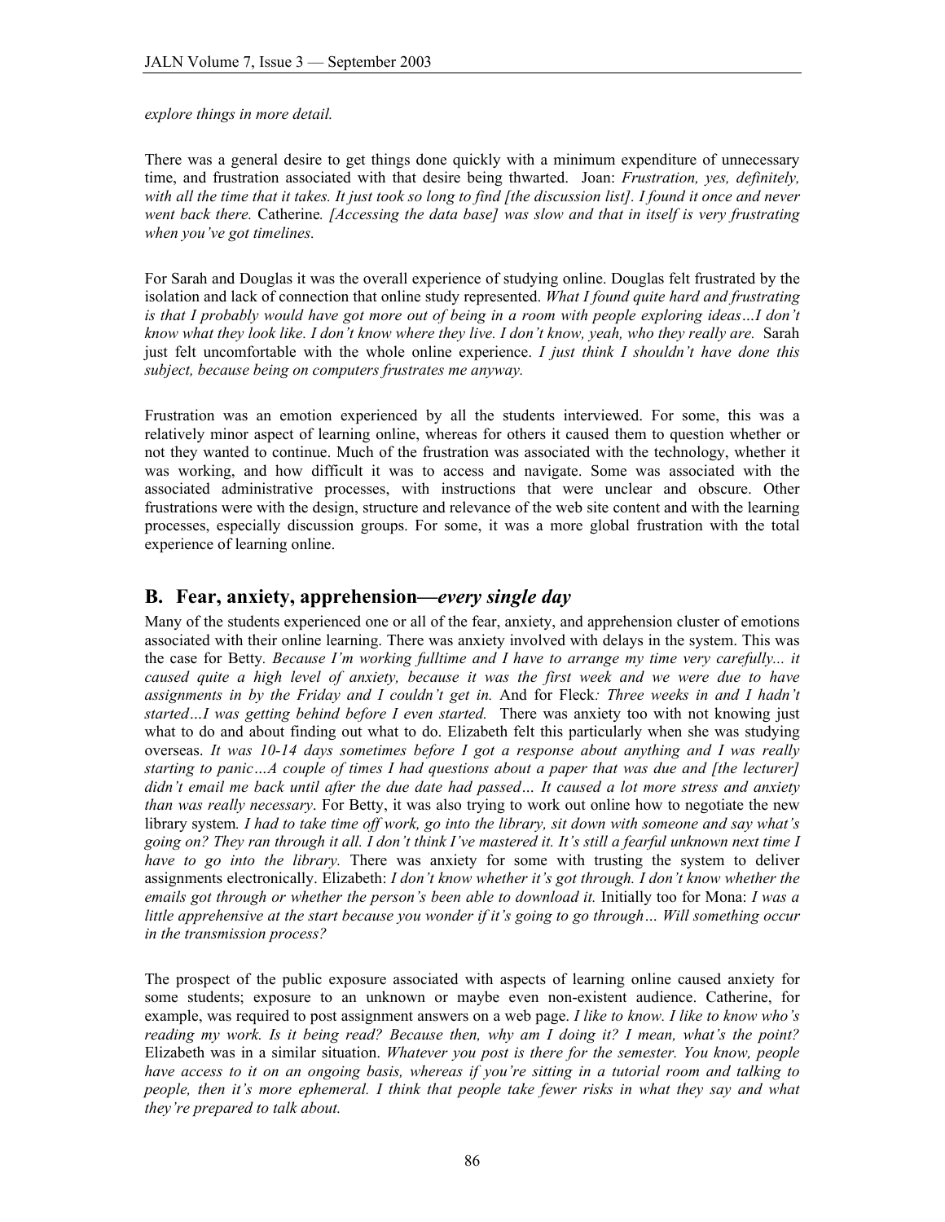*explore things in more detail.*

There was a general desire to get things done quickly with a minimum expenditure of unnecessary time, and frustration associated with that desire being thwarted. Joan: *Frustration, yes, definitely, with all the time that it takes. It just took so long to find [the discussion list]. I found it once and never went back there.* Catherine*. [Accessing the data base] was slow and that in itself is very frustrating when you've got timelines.*

For Sarah and Douglas it was the overall experience of studying online. Douglas felt frustrated by the isolation and lack of connection that online study represented. *What I found quite hard and frustrating is that I probably would have got more out of being in a room with people exploring ideas…I don't know what they look like. I don't know where they live. I don't know, yeah, who they really are.* Sarah just felt uncomfortable with the whole online experience. *I just think I shouldn't have done this subject, because being on computers frustrates me anyway.*

Frustration was an emotion experienced by all the students interviewed. For some, this was a relatively minor aspect of learning online, whereas for others it caused them to question whether or not they wanted to continue. Much of the frustration was associated with the technology, whether it was working, and how difficult it was to access and navigate. Some was associated with the associated administrative processes, with instructions that were unclear and obscure. Other frustrations were with the design, structure and relevance of the web site content and with the learning processes, especially discussion groups. For some, it was a more global frustration with the total experience of learning online.

## B. Fear, anxiety, apprehension—*every single day*

Many of the students experienced one or all of the fear, anxiety, and apprehension cluster of emotions associated with their online learning. There was anxiety involved with delays in the system. This was the case for Betty. *Because I'm working fulltime and I have to arrange my time very carefully... it caused quite a high level of anxiety, because it was the first week and we were due to have assignments in by the Friday and I couldn't get in.* And for Fleck*: Three weeks in and I hadn't started…I was getting behind before I even started.* There was anxiety too with not knowing just what to do and about finding out what to do. Elizabeth felt this particularly when she was studying overseas. *It was 10-14 days sometimes before I got a response about anything and I was really starting to panic…A couple of times I had questions about a paper that was due and [the lecturer] didn't email me back until after the due date had passed… It caused a lot more stress and anxiety than was really necessary*. For Betty, it was also trying to work out online how to negotiate the new library system*. I had to take time off work, go into the library, sit down with someone and say what's going on? They ran through it all. I don't think I've mastered it. It's still a fearful unknown next time I have to go into the library.* There was anxiety for some with trusting the system to deliver assignments electronically. Elizabeth: *I don't know whether it's got through. I don't know whether the emails got through or whether the person's been able to download it.* Initially too for Mona: *I was a little apprehensive at the start because you wonder if it's going to go through… Will something occur in the transmission process?*

The prospect of the public exposure associated with aspects of learning online caused anxiety for some students; exposure to an unknown or maybe even non-existent audience. Catherine, for example, was required to post assignment answers on a web page. *I like to know. I like to know who's reading my work. Is it being read? Because then, why am I doing it? I mean, what's the point?* Elizabeth was in a similar situation. *Whatever you post is there for the semester. You know, people have access to it on an ongoing basis, whereas if you're sitting in a tutorial room and talking to people, then it's more ephemeral. I think that people take fewer risks in what they say and what they're prepared to talk about.*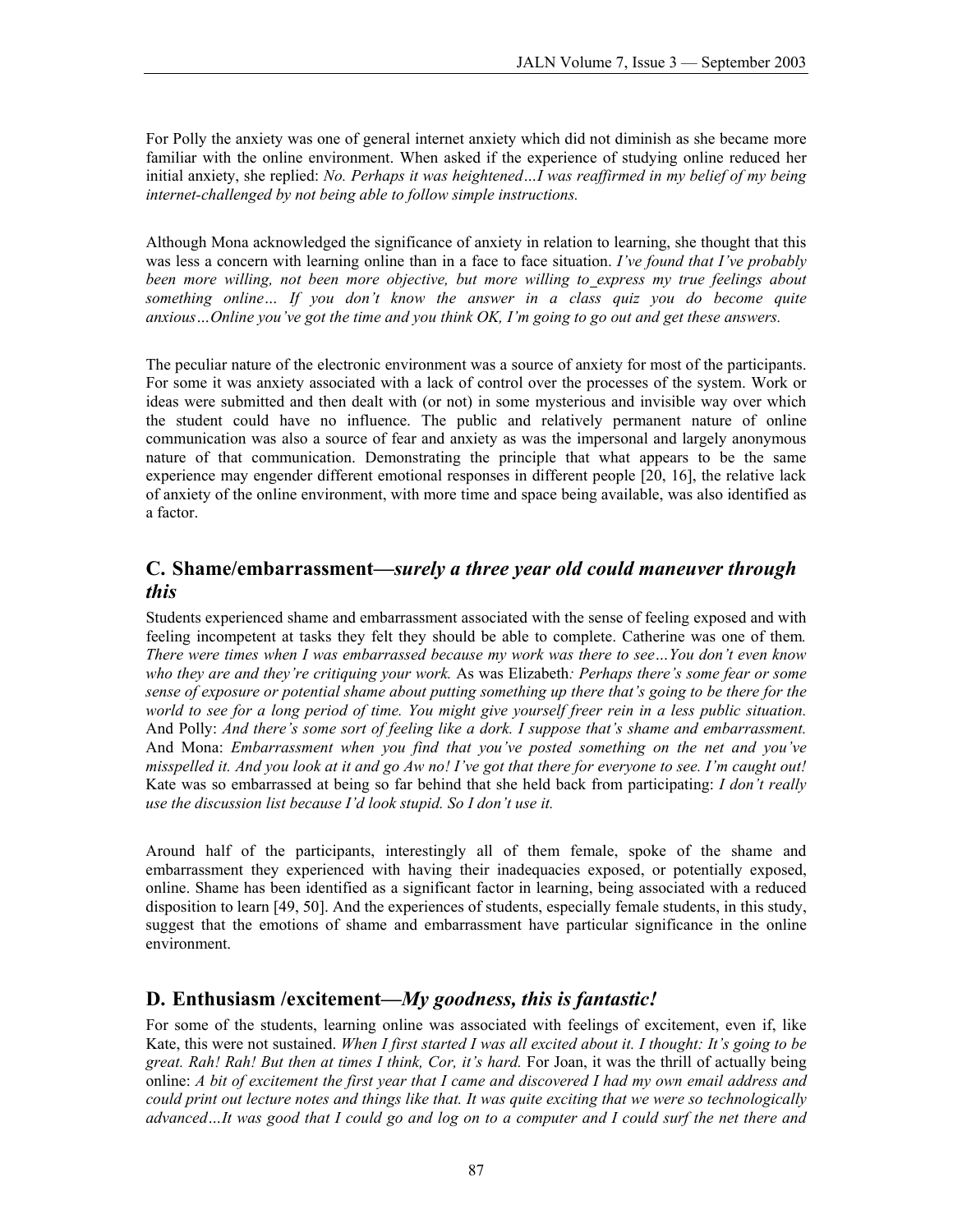For Polly the anxiety was one of general internet anxiety which did not diminish as she became more familiar with the online environment. When asked if the experience of studying online reduced her initial anxiety, she replied: *No. Perhaps it was heightened…I was reaffirmed in my belief of my being internet-challenged by not being able to follow simple instructions.*

Although Mona acknowledged the significance of anxiety in relation to learning, she thought that this was less a concern with learning online than in a face to face situation. *I've found that I've probably been more willing, not been more objective, but more willing to express my true feelings about something online… If you don't know the answer in a class quiz you do become quite anxious…Online you've got the time and you think OK, I'm going to go out and get these answers.*

The peculiar nature of the electronic environment was a source of anxiety for most of the participants. For some it was anxiety associated with a lack of control over the processes of the system. Work or ideas were submitted and then dealt with (or not) in some mysterious and invisible way over which the student could have no influence. The public and relatively permanent nature of online communication was also a source of fear and anxiety as was the impersonal and largely anonymous nature of that communication. Demonstrating the principle that what appears to be the same experience may engender different emotional responses in different people [20, 16], the relative lack of anxiety of the online environment, with more time and space being available, was also identified as a factor.

## C. Shame/embarrassment—*surely a three year old could maneuver through this*

Students experienced shame and embarrassment associated with the sense of feeling exposed and with feeling incompetent at tasks they felt they should be able to complete. Catherine was one of them. *There were times when I was embarrassed because my work was there to see…You don't even know who they are and they're critiquing your work.* As was Elizabeth*: Perhaps there's some fear or some sense of exposure or potential shame about putting something up there that's going to be there for the world to see for a long period of time. You might give yourself freer rein in a less public situation.* And Polly: *And there's some sort of feeling like a dork. I suppose that's shame and embarrassment.* And Mona: *Embarrassment when you find that you've posted something on the net and you've misspelled it. And you look at it and go Aw no! I've got that there for everyone to see. I'm caught out!* Kate was so embarrassed at being so far behind that she held back from participating: *I don't really use the discussion list because I'd look stupid. So I don't use it.*

Around half of the participants, interestingly all of them female, spoke of the shame and embarrassment they experienced with having their inadequacies exposed, or potentially exposed, online. Shame has been identified as a significant factor in learning, being associated with a reduced disposition to learn [49, 50]. And the experiences of students, especially female students, in this study, suggest that the emotions of shame and embarrassment have particular significance in the online environment.

## D. Enthusiasm /excitement—*My goodness, this is fantastic!*

For some of the students, learning online was associated with feelings of excitement, even if, like Kate, this were not sustained. *When I first started I was all excited about it. I thought: It's going to be great. Rah! Rah! But then at times I think, Cor, it's hard.* For Joan, it was the thrill of actually being online: *A bit of excitement the first year that I came and discovered I had my own email address and could print out lecture notes and things like that. It was quite exciting that we were so technologically advanced…It was good that I could go and log on to a computer and I could surf the net there and*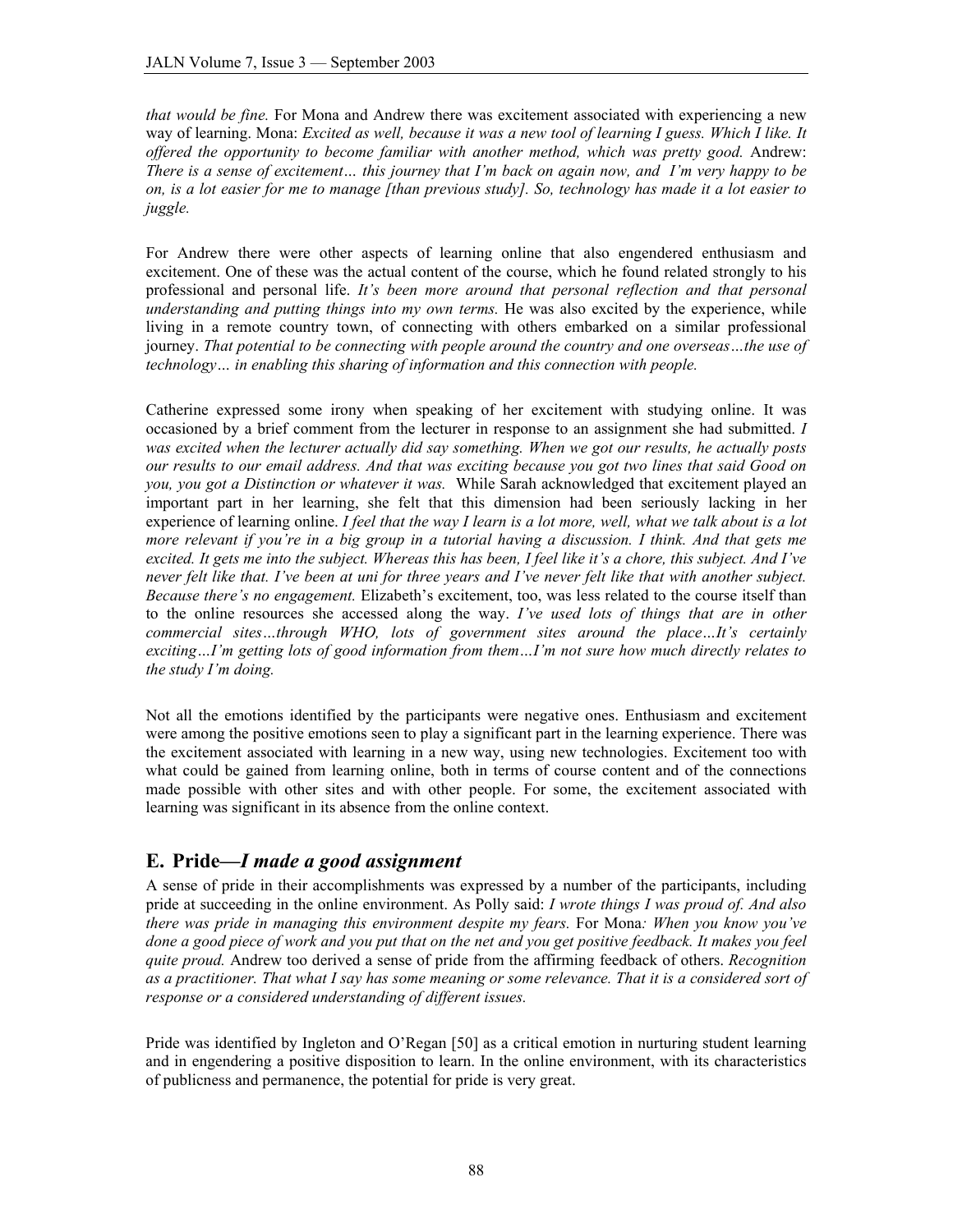*that would be fine.* For Mona and Andrew there was excitement associated with experiencing a new way of learning. Mona: *Excited as well, because it was a new tool of learning I guess. Which I like. It offered the opportunity to become familiar with another method, which was pretty good.* Andrew: *There is a sense of excitement… this journey that I'm back on again now, and I'm very happy to be on, is a lot easier for me to manage [than previous study]. So, technology has made it a lot easier to juggle.*

For Andrew there were other aspects of learning online that also engendered enthusiasm and excitement. One of these was the actual content of the course, which he found related strongly to his professional and personal life. *It's been more around that personal reflection and that personal understanding and putting things into my own terms.* He was also excited by the experience, while living in a remote country town, of connecting with others embarked on a similar professional journey. *That potential to be connecting with people around the country and one overseas…the use of technology… in enabling this sharing of information and this connection with people.*

Catherine expressed some irony when speaking of her excitement with studying online. It was occasioned by a brief comment from the lecturer in response to an assignment she had submitted. *I was excited when the lecturer actually did say something. When we got our results, he actually posts our results to our email address. And that was exciting because you got two lines that said Good on you, you got a Distinction or whatever it was.* While Sarah acknowledged that excitement played an important part in her learning, she felt that this dimension had been seriously lacking in her experience of learning online. *I feel that the way I learn is a lot more, well, what we talk about is a lot more relevant if you're in a big group in a tutorial having a discussion. I think. And that gets me excited. It gets me into the subject. Whereas this has been, I feel like it's a chore, this subject. And I've never felt like that. I've been at uni for three years and I've never felt like that with another subject. Because there's no engagement.* Elizabeth's excitement, too, was less related to the course itself than to the online resources she accessed along the way. *I've used lots of things that are in other commercial sites…through WHO, lots of government sites around the place…It's certainly exciting…I'm getting lots of good information from them…I'm not sure how much directly relates to the study I'm doing.*

Not all the emotions identified by the participants were negative ones. Enthusiasm and excitement were among the positive emotions seen to play a significant part in the learning experience. There was the excitement associated with learning in a new way, using new technologies. Excitement too with what could be gained from learning online, both in terms of course content and of the connections made possible with other sites and with other people. For some, the excitement associated with learning was significant in its absence from the online context.

## E. Pride—*I made a good assignment*

A sense of pride in their accomplishments was expressed by a number of the participants, including pride at succeeding in the online environment. As Polly said: *I wrote things I was proud of. And also there was pride in managing this environment despite my fears.* For Mona*: When you know you've done a good piece of work and you put that on the net and you get positive feedback. It makes you feel quite proud.* Andrew too derived a sense of pride from the affirming feedback of others. *Recognition as a practitioner. That what I say has some meaning or some relevance. That it is a considered sort of response or a considered understanding of different issues.*

Pride was identified by Ingleton and O'Regan [50] as a critical emotion in nurturing student learning and in engendering a positive disposition to learn. In the online environment, with its characteristics of publicness and permanence, the potential for pride is very great.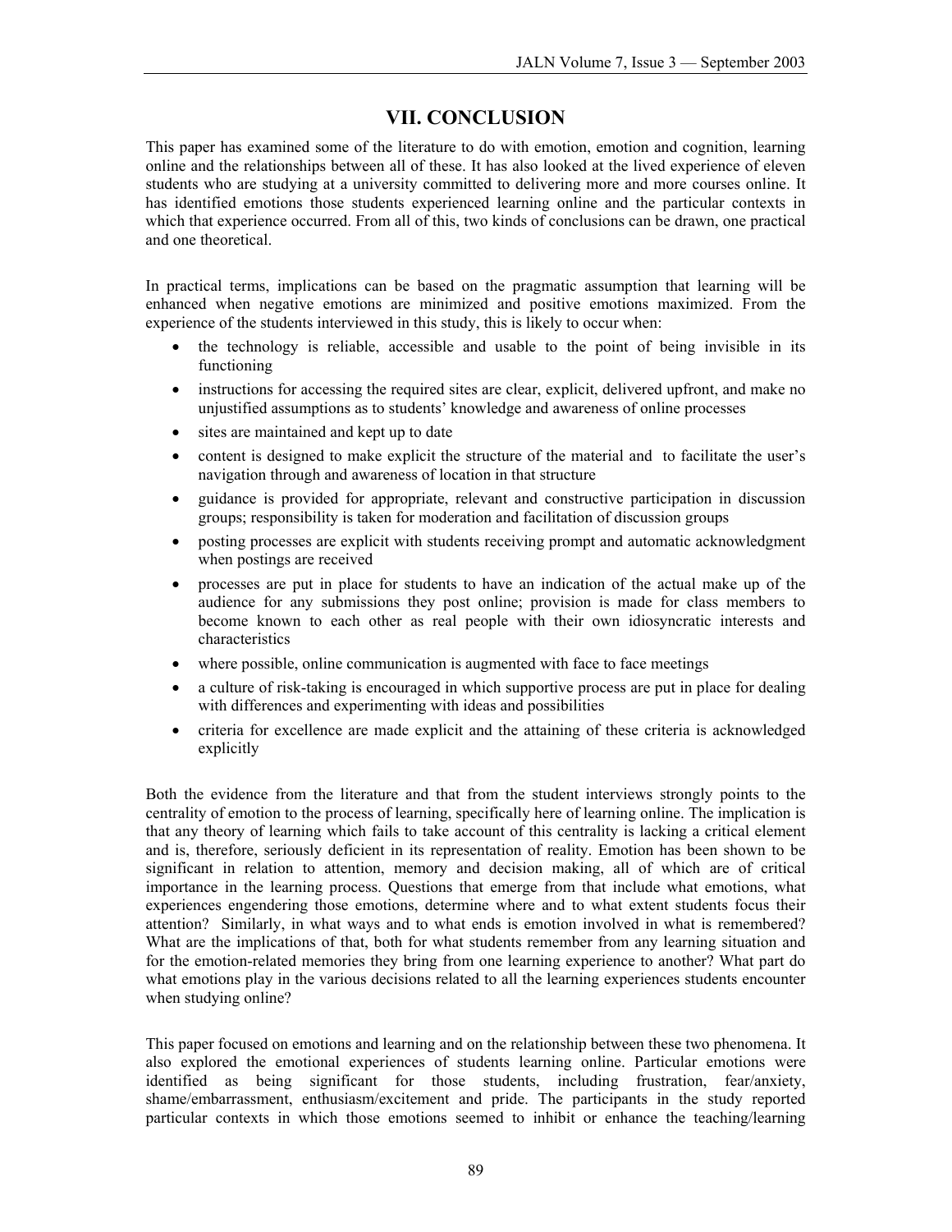## VII. CONCLUSION

This paper has examined some of the literature to do with emotion, emotion and cognition, learning online and the relationships between all of these. It has also looked at the lived experience of eleven students who are studying at a university committed to delivering more and more courses online. It has identified emotions those students experienced learning online and the particular contexts in which that experience occurred. From all of this, two kinds of conclusions can be drawn, one practical and one theoretical.

In practical terms, implications can be based on the pragmatic assumption that learning will be enhanced when negative emotions are minimized and positive emotions maximized. From the experience of the students interviewed in this study, this is likely to occur when:

- the technology is reliable, accessible and usable to the point of being invisible in its functioning
- instructions for accessing the required sites are clear, explicit, delivered upfront, and make no unjustified assumptions as to students' knowledge and awareness of online processes
- sites are maintained and kept up to date
- content is designed to make explicit the structure of the material and to facilitate the user's navigation through and awareness of location in that structure
- guidance is provided for appropriate, relevant and constructive participation in discussion groups; responsibility is taken for moderation and facilitation of discussion groups
- posting processes are explicit with students receiving prompt and automatic acknowledgment when postings are received
- processes are put in place for students to have an indication of the actual make up of the audience for any submissions they post online; provision is made for class members to become known to each other as real people with their own idiosyncratic interests and characteristics
- where possible, online communication is augmented with face to face meetings
- a culture of risk-taking is encouraged in which supportive process are put in place for dealing with differences and experimenting with ideas and possibilities
- criteria for excellence are made explicit and the attaining of these criteria is acknowledged explicitly

Both the evidence from the literature and that from the student interviews strongly points to the centrality of emotion to the process of learning, specifically here of learning online. The implication is that any theory of learning which fails to take account of this centrality is lacking a critical element and is, therefore, seriously deficient in its representation of reality. Emotion has been shown to be significant in relation to attention, memory and decision making, all of which are of critical importance in the learning process. Questions that emerge from that include what emotions, what experiences engendering those emotions, determine where and to what extent students focus their attention? Similarly, in what ways and to what ends is emotion involved in what is remembered? What are the implications of that, both for what students remember from any learning situation and for the emotion-related memories they bring from one learning experience to another? What part do what emotions play in the various decisions related to all the learning experiences students encounter when studying online?

This paper focused on emotions and learning and on the relationship between these two phenomena. It also explored the emotional experiences of students learning online. Particular emotions were identified as being significant for those students, including frustration, fear/anxiety, shame/embarrassment, enthusiasm/excitement and pride. The participants in the study reported particular contexts in which those emotions seemed to inhibit or enhance the teaching/learning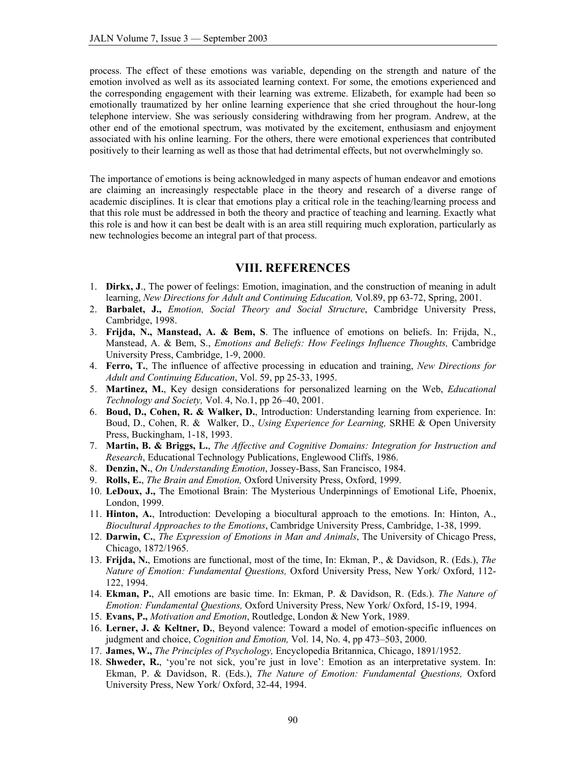process. The effect of these emotions was variable, depending on the strength and nature of the emotion involved as well as its associated learning context. For some, the emotions experienced and the corresponding engagement with their learning was extreme. Elizabeth, for example had been so emotionally traumatized by her online learning experience that she cried throughout the hour-long telephone interview. She was seriously considering withdrawing from her program. Andrew, at the other end of the emotional spectrum, was motivated by the excitement, enthusiasm and enjoyment associated with his online learning. For the others, there were emotional experiences that contributed positively to their learning as well as those that had detrimental effects, but not overwhelmingly so.

The importance of emotions is being acknowledged in many aspects of human endeavor and emotions are claiming an increasingly respectable place in the theory and research of a diverse range of academic disciplines. It is clear that emotions play a critical role in the teaching/learning process and that this role must be addressed in both the theory and practice of teaching and learning. Exactly what this role is and how it can best be dealt with is an area still requiring much exploration, particularly as new technologies become an integral part of that process.

## VIII. REFERENCES

1. **Dirkx, J**., The power of feelings: Emotion, imagination, and the construction of meaning in adult learning, *New Directions for Adult and Continuing Education,* Vol.89, pp 63-72, Spring, 2001.
2. **Barbalet, J.,** *Emotion, Social Theory and Social Structure*, Cambridge University Press, Cambridge, 1998.
3. **Frijda, N., Manstead, A. & Bem, S**. The influence of emotions on beliefs. In: Frijda, N., Manstead, A. & Bem, S., *Emotions and Beliefs: How Feelings Influence Thoughts,* Cambridge University Press, Cambridge, 1-9, 2000.
4. **Ferro, T.**, The influence of affective processing in education and training, *New Directions for Adult and Continuing Education*, Vol. 59, pp 25-33, 1995.
5. **Martinez, M.**, Key design considerations for personalized learning on the Web, *Educational Technology and Society,* Vol. 4, No.1, pp 26–40, 2001.
6. **Boud, D., Cohen, R. & Walker, D.**, Introduction: Understanding learning from experience. In: Boud, D., Cohen, R. & Walker, D., *Using Experience for Learning,* SRHE & Open University Press, Buckingham, 1-18, 1993.
7. **Martin, B. & Briggs, L.**, *The Affective and Cognitive Domains: Integration for Instruction and Research*, Educational Technology Publications, Englewood Cliffs, 1986.
8. **Denzin, N.**, *On Understanding Emotion*, Jossey-Bass, San Francisco, 1984.
9. **Rolls, E.**, *The Brain and Emotion,* Oxford University Press, Oxford, 1999.
10. **LeDoux, J.,** The Emotional Brain: The Mysterious Underpinnings of Emotional Life, Phoenix, London, 1999.
11. **Hinton, A.**, Introduction: Developing a biocultural approach to the emotions. In: Hinton, A., *Biocultural Approaches to the Emotions*, Cambridge University Press, Cambridge, 1-38, 1999.
12. **Darwin, C.**, *The Expression of Emotions in Man and Animals*, The University of Chicago Press, Chicago, 1872/1965.
13. **Frijda, N.**, Emotions are functional, most of the time, In: Ekman, P., & Davidson, R. (Eds.), *The Nature of Emotion: Fundamental Questions,* Oxford University Press, New York/ Oxford, 112-122, 1994.
14. **Ekman, P.**, All emotions are basic time. In: Ekman, P. & Davidson, R. (Eds.). *The Nature of Emotion: Fundamental Questions,* Oxford University Press, New York/ Oxford, 15-19, 1994.
15. **Evans, P.,** *Motivation and Emotion*, Routledge, London & New York, 1989.
16. **Lerner, J. & Keltner, D.**, Beyond valence: Toward a model of emotion-specific influences on judgment and choice, *Cognition and Emotion,* Vol. 14, No. 4, pp 473–503, 2000.
17. **James, W.,** *The Principles of Psychology,* Encyclopedia Britannica, Chicago, 1891/1952.
18. **Shweder, R.**, 'you're not sick, you're just in love': Emotion as an interpretative system. In: Ekman, P. & Davidson, R. (Eds.), *The Nature of Emotion: Fundamental Questions,* Oxford University Press, New York/ Oxford, 32-44, 1994.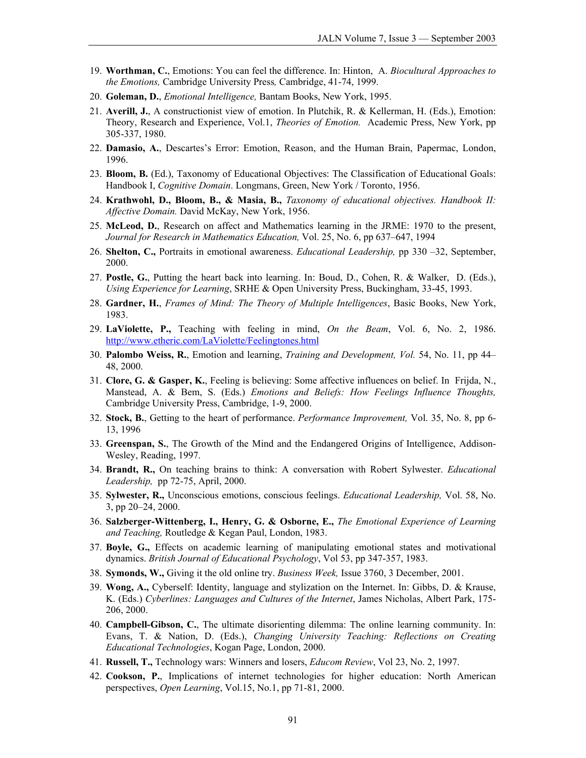19. **Worthman, C.**, Emotions: You can feel the difference. In: Hinton, A. *Biocultural Approaches to the Emotions,* Cambridge University Press*,* Cambridge, 41-74, 1999.
20. **Goleman, D.**, *Emotional Intelligence,* Bantam Books, New York, 1995.
21. **Averill, J.**, A constructionist view of emotion. In Plutchik, R. & Kellerman, H. (Eds.), Emotion: Theory, Research and Experience, Vol.1, *Theories of Emotion.* Academic Press, New York, pp 305-337, 1980.
22. **Damasio, A.**, Descartes's Error: Emotion, Reason, and the Human Brain, Papermac, London, 1996.
23. **Bloom, B.** (Ed.), Taxonomy of Educational Objectives: The Classification of Educational Goals: Handbook I, *Cognitive Domain*. Longmans, Green, New York / Toronto, 1956.
24. **Krathwohl, D., Bloom, B., & Masia, B.,** *Taxonomy of educational objectives. Handbook II: Affective Domain.* David McKay, New York, 1956.
25. **McLeod, D.**, Research on affect and Mathematics learning in the JRME: 1970 to the present, *Journal for Research in Mathematics Education,* Vol. 25, No. 6, pp 637–647, 1994
26. **Shelton, C.,** Portraits in emotional awareness. *Educational Leadership,* pp 330 –32, September, 2000.
27. **Postle, G.**, Putting the heart back into learning. In: Boud, D., Cohen, R. & Walker, D. (Eds.), *Using Experience for Learning*, SRHE & Open University Press, Buckingham, 33-45, 1993.
28. **Gardner, H.**, *Frames of Mind: The Theory of Multiple Intelligences*, Basic Books, New York, 1983.
29. **LaViolette, P.,** Teaching with feeling in mind, *On the Beam*, Vol. 6, No. 2, 1986. http://www.etheric.com/LaViolette/Feelingtones.html
30. **Palombo Weiss, R.**, Emotion and learning, *Training and Development, Vol.* 54, No. 11, pp 44–48, 2000.
31. **Clore, G. & Gasper, K.**, Feeling is believing: Some affective influences on belief. In Frijda, N., Manstead, A. & Bem, S. (Eds.) *Emotions and Beliefs: How Feelings Influence Thoughts,* Cambridge University Press, Cambridge, 1-9, 2000.
32. **Stock, B.**, Getting to the heart of performance. *Performance Improvement,* Vol. 35, No. 8, pp 6-13, 1996
33. **Greenspan, S.**, The Growth of the Mind and the Endangered Origins of Intelligence, Addison-Wesley, Reading, 1997.
34. **Brandt, R.,** On teaching brains to think: A conversation with Robert Sylwester. *Educational Leadership,* pp 72-75, April, 2000.
35. **Sylwester, R.,** Unconscious emotions, conscious feelings. *Educational Leadership,* Vol. 58, No. 3, pp 20–24, 2000.
36. **Salzberger-Wittenberg, I., Henry, G. & Osborne, E.,** *The Emotional Experience of Learning and Teaching,* Routledge & Kegan Paul, London, 1983.
37. **Boyle, G.,** Effects on academic learning of manipulating emotional states and motivational dynamics. *British Journal of Educational Psychology*, Vol 53, pp 347-357, 1983.
38. **Symonds, W.,** Giving it the old online try. *Business Week,* Issue 3760, 3 December, 2001.
39. **Wong, A.,** Cyberself: Identity, language and stylization on the Internet. In: Gibbs, D. & Krause, K. (Eds.) *Cyberlines: Languages and Cultures of the Internet*, James Nicholas, Albert Park, 175-206, 2000.
40. **Campbell-Gibson, C.**, The ultimate disorienting dilemma: The online learning community. In: Evans, T. & Nation, D. (Eds.), *Changing University Teaching: Reflections on Creating Educational Technologies*, Kogan Page, London, 2000.
41. **Russell, T.,** Technology wars: Winners and losers, *Educom Review*, Vol 23, No. 2, 1997.
42. **Cookson, P.**, Implications of internet technologies for higher education: North American perspectives, *Open Learning*, Vol.15, No.1, pp 71-81, 2000.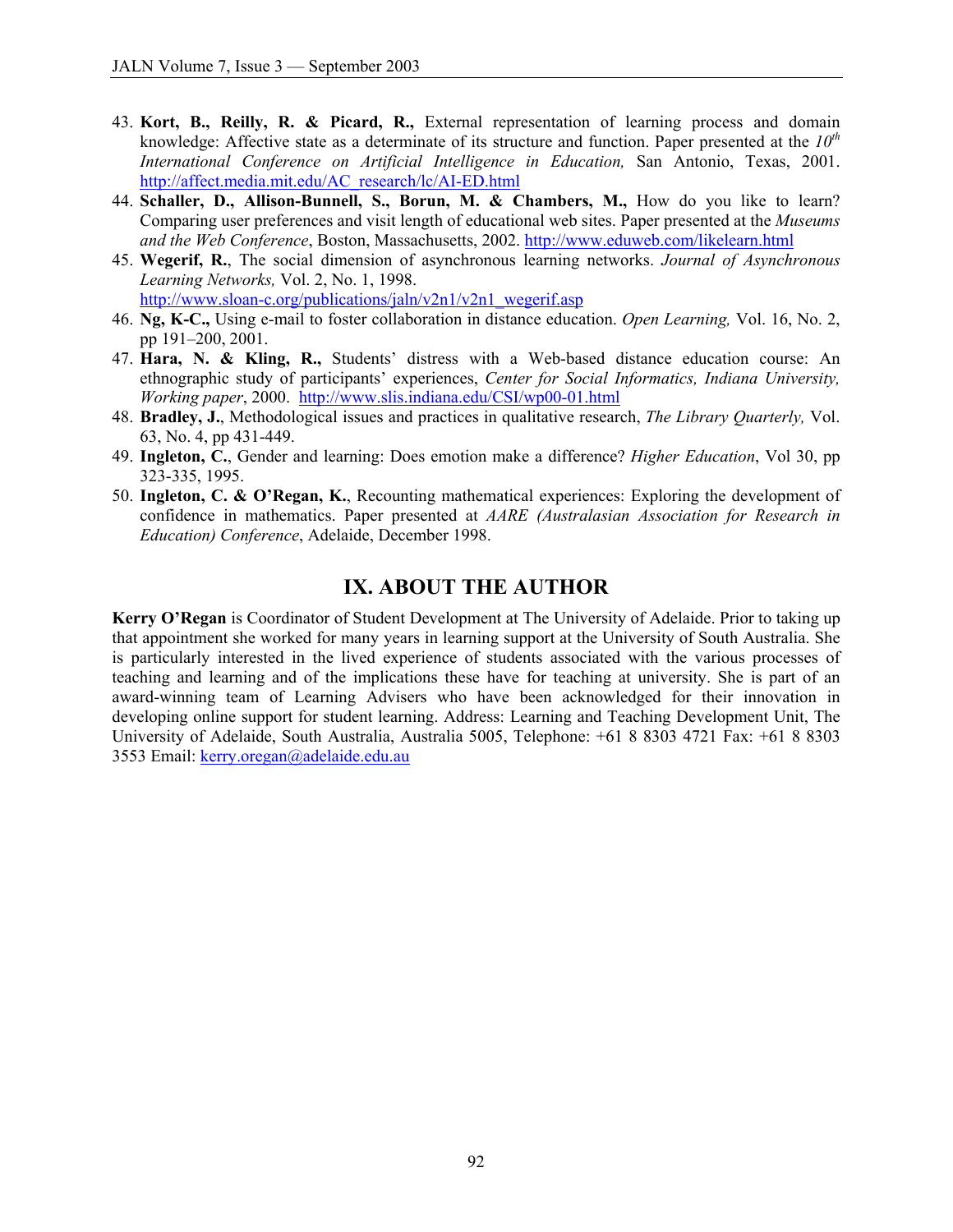43. **Kort, B., Reilly, R. & Picard, R.,** External representation of learning process and domain knowledge: Affective state as a determinate of its structure and function. Paper presented at the *10th International Conference on Artificial Intelligence in Education,* San Antonio, Texas, 2001. http://affect.media.mit.edu/AC_research/lc/AI-ED.html
44. **Schaller, D., Allison-Bunnell, S., Borun, M. & Chambers, M.,** How do you like to learn? Comparing user preferences and visit length of educational web sites. Paper presented at the *Museums and the Web Conference*, Boston, Massachusetts, 2002. http://www.eduweb.com/likelearn.html
45. **Wegerif, R.**, The social dimension of asynchronous learning networks. *Journal of Asynchronous Learning Networks,* Vol. 2, No. 1, 1998. http://www.sloan-c.org/publications/jaln/v2n1/v2n1_wegerif.asp
46. **Ng, K-C.,** Using e-mail to foster collaboration in distance education. *Open Learning,* Vol. 16, No. 2, pp 191–200, 2001.
47. **Hara, N. & Kling, R.,** Students' distress with a Web-based distance education course: An ethnographic study of participants' experiences, *Center for Social Informatics, Indiana University, Working paper*, 2000. http://www.slis.indiana.edu/CSI/wp00-01.html
48. **Bradley, J.**, Methodological issues and practices in qualitative research, *The Library Quarterly,* Vol. 63, No. 4, pp 431-449.
49. **Ingleton, C.**, Gender and learning: Does emotion make a difference? *Higher Education*, Vol 30, pp 323-335, 1995.
50. **Ingleton, C. & O'Regan, K.**, Recounting mathematical experiences: Exploring the development of confidence in mathematics. Paper presented at *AARE (Australasian Association for Research in Education) Conference*, Adelaide, December 1998.

## IX. ABOUT THE AUTHOR

**Kerry O'Regan** is Coordinator of Student Development at The University of Adelaide. Prior to taking up that appointment she worked for many years in learning support at the University of South Australia. She is particularly interested in the lived experience of students associated with the various processes of teaching and learning and of the implications these have for teaching at university. She is part of an award-winning team of Learning Advisers who have been acknowledged for their innovation in developing online support for student learning. Address: Learning and Teaching Development Unit, The University of Adelaide, South Australia, Australia 5005, Telephone: +61 8 8303 4721 Fax: +61 8 8303 3553 Email: kerry.oregan@adelaide.edu.au